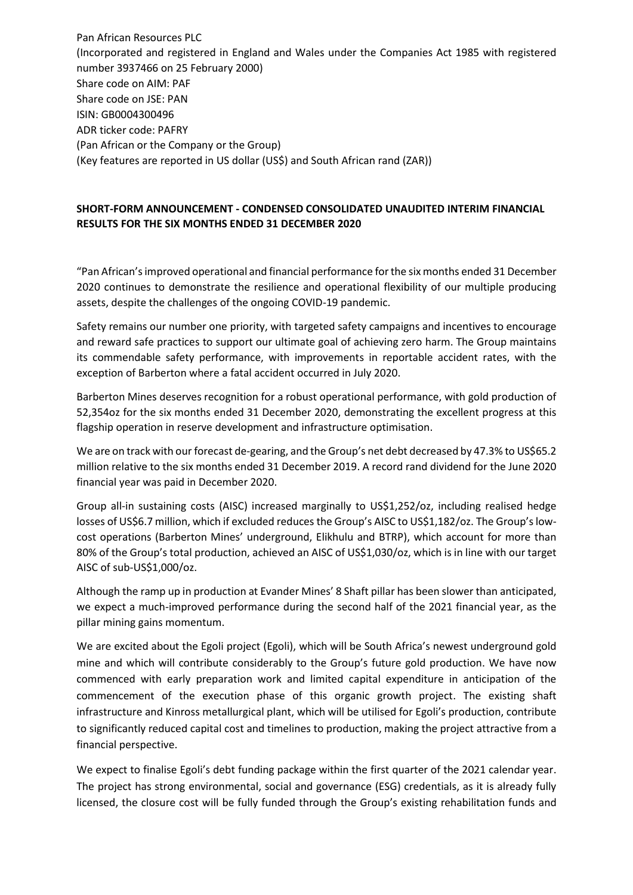Pan African Resources PLC
(Incorporated and registered in England and Wales under the Companies Act 1985 with registered number 3937466 on 25 February 2000)
Share code on AIM: PAF
Share code on JSE: PAN
ISIN: GB0004300496
ADR ticker code: PAFRY
(Pan African or the Company or the Group)
(Key features are reported in US dollar (US$) and South African rand (ZAR))

**SHORT-FORM ANNOUNCEMENT - CONDENSED CONSOLIDATED UNAUDITED INTERIM FINANCIAL RESULTS FOR THE SIX MONTHS ENDED 31 DECEMBER 2020**

"Pan African's improved operational and financial performance for the six months ended 31 December 2020 continues to demonstrate the resilience and operational flexibility of our multiple producing assets, despite the challenges of the ongoing COVID-19 pandemic.

Safety remains our number one priority, with targeted safety campaigns and incentives to encourage and reward safe practices to support our ultimate goal of achieving zero harm. The Group maintains its commendable safety performance, with improvements in reportable accident rates, with the exception of Barberton where a fatal accident occurred in July 2020.

Barberton Mines deserves recognition for a robust operational performance, with gold production of 52,354oz for the six months ended 31 December 2020, demonstrating the excellent progress at this flagship operation in reserve development and infrastructure optimisation.

We are on track with our forecast de-gearing, and the Group's net debt decreased by 47.3% to US$65.2 million relative to the six months ended 31 December 2019. A record rand dividend for the June 2020 financial year was paid in December 2020.

Group all-in sustaining costs (AISC) increased marginally to US$1,252/oz, including realised hedge losses of US$6.7 million, which if excluded reduces the Group's AISC to US$1,182/oz. The Group's low-cost operations (Barberton Mines' underground, Elikhulu and BTRP), which account for more than 80% of the Group's total production, achieved an AISC of US$1,030/oz, which is in line with our target AISC of sub-US$1,000/oz.

Although the ramp up in production at Evander Mines' 8 Shaft pillar has been slower than anticipated, we expect a much-improved performance during the second half of the 2021 financial year, as the pillar mining gains momentum.

We are excited about the Egoli project (Egoli), which will be South Africa's newest underground gold mine and which will contribute considerably to the Group's future gold production. We have now commenced with early preparation work and limited capital expenditure in anticipation of the commencement of the execution phase of this organic growth project. The existing shaft infrastructure and Kinross metallurgical plant, which will be utilised for Egoli's production, contribute to significantly reduced capital cost and timelines to production, making the project attractive from a financial perspective.

We expect to finalise Egoli's debt funding package within the first quarter of the 2021 calendar year. The project has strong environmental, social and governance (ESG) credentials, as it is already fully licensed, the closure cost will be fully funded through the Group's existing rehabilitation funds and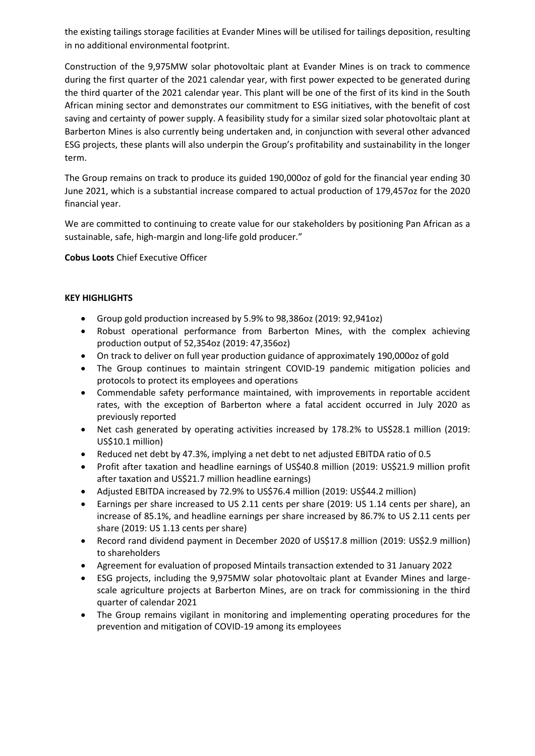the existing tailings storage facilities at Evander Mines will be utilised for tailings deposition, resulting in no additional environmental footprint.

Construction of the 9,975MW solar photovoltaic plant at Evander Mines is on track to commence during the first quarter of the 2021 calendar year, with first power expected to be generated during the third quarter of the 2021 calendar year. This plant will be one of the first of its kind in the South African mining sector and demonstrates our commitment to ESG initiatives, with the benefit of cost saving and certainty of power supply. A feasibility study for a similar sized solar photovoltaic plant at Barberton Mines is also currently being undertaken and, in conjunction with several other advanced ESG projects, these plants will also underpin the Group's profitability and sustainability in the longer term.

The Group remains on track to produce its guided 190,000oz of gold for the financial year ending 30 June 2021, which is a substantial increase compared to actual production of 179,457oz for the 2020 financial year.

We are committed to continuing to create value for our stakeholders by positioning Pan African as a sustainable, safe, high-margin and long-life gold producer."

**Cobus Loots** Chief Executive Officer

**KEY HIGHLIGHTS**

- Group gold production increased by 5.9% to 98,386oz (2019: 92,941oz)
- Robust operational performance from Barberton Mines, with the complex achieving production output of 52,354oz (2019: 47,356oz)
- On track to deliver on full year production guidance of approximately 190,000oz of gold
- The Group continues to maintain stringent COVID-19 pandemic mitigation policies and protocols to protect its employees and operations
- Commendable safety performance maintained, with improvements in reportable accident rates, with the exception of Barberton where a fatal accident occurred in July 2020 as previously reported
- Net cash generated by operating activities increased by 178.2% to US$28.1 million (2019: US$10.1 million)
- Reduced net debt by 47.3%, implying a net debt to net adjusted EBITDA ratio of 0.5
- Profit after taxation and headline earnings of US$40.8 million (2019: US$21.9 million profit after taxation and US$21.7 million headline earnings)
- Adjusted EBITDA increased by 72.9% to US$76.4 million (2019: US$44.2 million)
- Earnings per share increased to US 2.11 cents per share (2019: US 1.14 cents per share), an increase of 85.1%, and headline earnings per share increased by 86.7% to US 2.11 cents per share (2019: US 1.13 cents per share)
- Record rand dividend payment in December 2020 of US$17.8 million (2019: US$2.9 million) to shareholders
- Agreement for evaluation of proposed Mintails transaction extended to 31 January 2022
- ESG projects, including the 9,975MW solar photovoltaic plant at Evander Mines and large-scale agriculture projects at Barberton Mines, are on track for commissioning in the third quarter of calendar 2021
- The Group remains vigilant in monitoring and implementing operating procedures for the prevention and mitigation of COVID-19 among its employees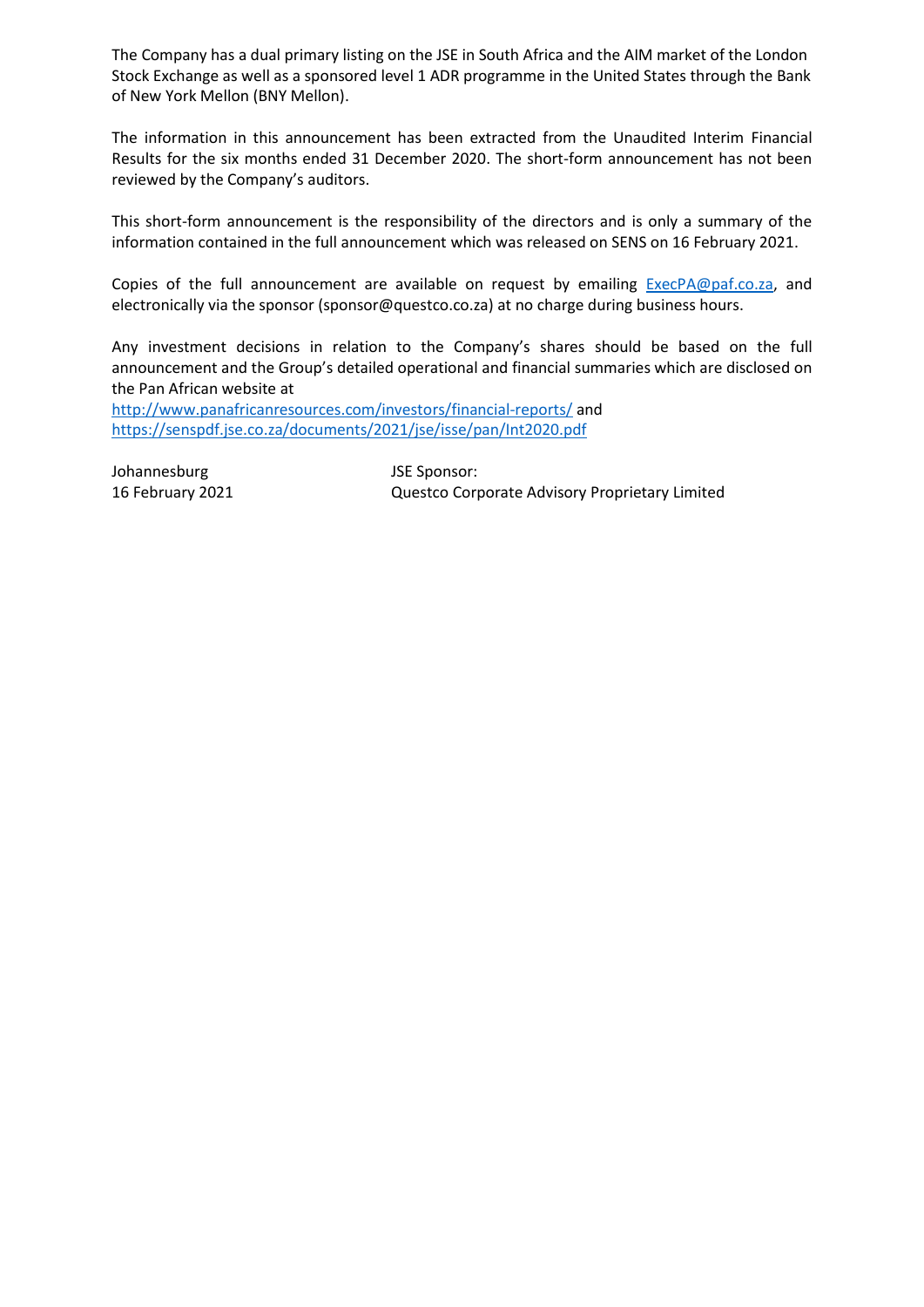The Company has a dual primary listing on the JSE in South Africa and the AIM market of the London Stock Exchange as well as a sponsored level 1 ADR programme in the United States through the Bank of New York Mellon (BNY Mellon).

The information in this announcement has been extracted from the Unaudited Interim Financial Results for the six months ended 31 December 2020. The short-form announcement has not been reviewed by the Company's auditors.

This short-form announcement is the responsibility of the directors and is only a summary of the information contained in the full announcement which was released on SENS on 16 February 2021.

Copies of the full announcement are available on request by emailing ExecPA@paf.co.za, and electronically via the sponsor (sponsor@questco.co.za) at no charge during business hours.

Any investment decisions in relation to the Company's shares should be based on the full announcement and the Group's detailed operational and financial summaries which are disclosed on the Pan African website at
http://www.panafricanresources.com/investors/financial-reports/ and
https://senspdf.jse.co.za/documents/2021/jse/isse/pan/Int2020.pdf

Johannesburg
16 February 2021

JSE Sponsor:
Questco Corporate Advisory Proprietary Limited